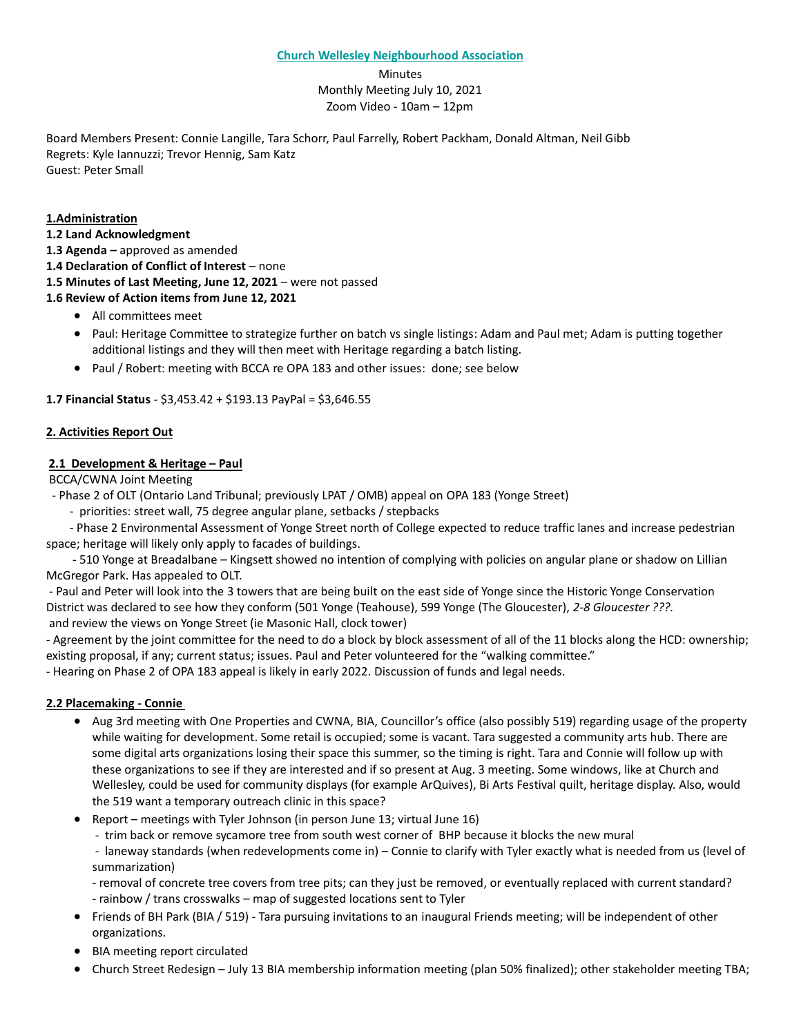**Church Wellesley Neighbourhood Association**

Minutes
Monthly Meeting July 10, 2021
Zoom Video - 10am – 12pm

Board Members Present: Connie Langille, Tara Schorr, Paul Farrelly, Robert Packham, Donald Altman, Neil Gibb
Regrets: Kyle Iannuzzi; Trevor Hennig, Sam Katz
Guest: Peter Small

**1.Administration**

**1.2 Land Acknowledgment**

**1.3 Agenda –** approved as amended

**1.4 Declaration of Conflict of Interest** – none

**1.5 Minutes of Last Meeting, June 12, 2021** – were not passed

**1.6 Review of Action items from June 12, 2021**

- All committees meet
- Paul: Heritage Committee to strategize further on batch vs single listings: Adam and Paul met; Adam is putting together additional listings and they will then meet with Heritage regarding a batch listing.
- Paul / Robert: meeting with BCCA re OPA 183 and other issues: done; see below

**1.7 Financial Status** - $3,453.42 + $193.13 PayPal = $3,646.55

**2. Activities Report Out**

**2.1 Development & Heritage – Paul**

BCCA/CWNA Joint Meeting

- Phase 2 of OLT (Ontario Land Tribunal; previously LPAT / OMB) appeal on OPA 183 (Yonge Street)
  - priorities: street wall, 75 degree angular plane, setbacks / stepbacks
- Phase 2 Environmental Assessment of Yonge Street north of College expected to reduce traffic lanes and increase pedestrian space; heritage will likely only apply to facades of buildings.
- 510 Yonge at Breadalbane – Kingsett showed no intention of complying with policies on angular plane or shadow on Lillian McGregor Park. Has appealed to OLT.
- Paul and Peter will look into the 3 towers that are being built on the east side of Yonge since the Historic Yonge Conservation District was declared to see how they conform (501 Yonge (Teahouse), 599 Yonge (The Gloucester), *2-8 Gloucester ???*. and review the views on Yonge Street (ie Masonic Hall, clock tower)
- Agreement by the joint committee for the need to do a block by block assessment of all of the 11 blocks along the HCD: ownership; existing proposal, if any; current status; issues. Paul and Peter volunteered for the "walking committee."
- Hearing on Phase 2 of OPA 183 appeal is likely in early 2022. Discussion of funds and legal needs.

**2.2 Placemaking - Connie**

- Aug 3rd meeting with One Properties and CWNA, BIA, Councillor's office (also possibly 519) regarding usage of the property while waiting for development. Some retail is occupied; some is vacant. Tara suggested a community arts hub. There are some digital arts organizations losing their space this summer, so the timing is right. Tara and Connie will follow up with these organizations to see if they are interested and if so present at Aug. 3 meeting. Some windows, like at Church and Wellesley, could be used for community displays (for example ArQuives), Bi Arts Festival quilt, heritage display. Also, would the 519 want a temporary outreach clinic in this space?
- Report – meetings with Tyler Johnson (in person June 13; virtual June 16)
  - trim back or remove sycamore tree from south west corner of BHP because it blocks the new mural
  - laneway standards (when redevelopments come in) – Connie to clarify with Tyler exactly what is needed from us (level of summarization)
  - removal of concrete tree covers from tree pits; can they just be removed, or eventually replaced with current standard?
  - rainbow / trans crosswalks – map of suggested locations sent to Tyler
- Friends of BH Park (BIA / 519) - Tara pursuing invitations to an inaugural Friends meeting; will be independent of other organizations.
- BIA meeting report circulated
- Church Street Redesign – July 13 BIA membership information meeting (plan 50% finalized); other stakeholder meeting TBA;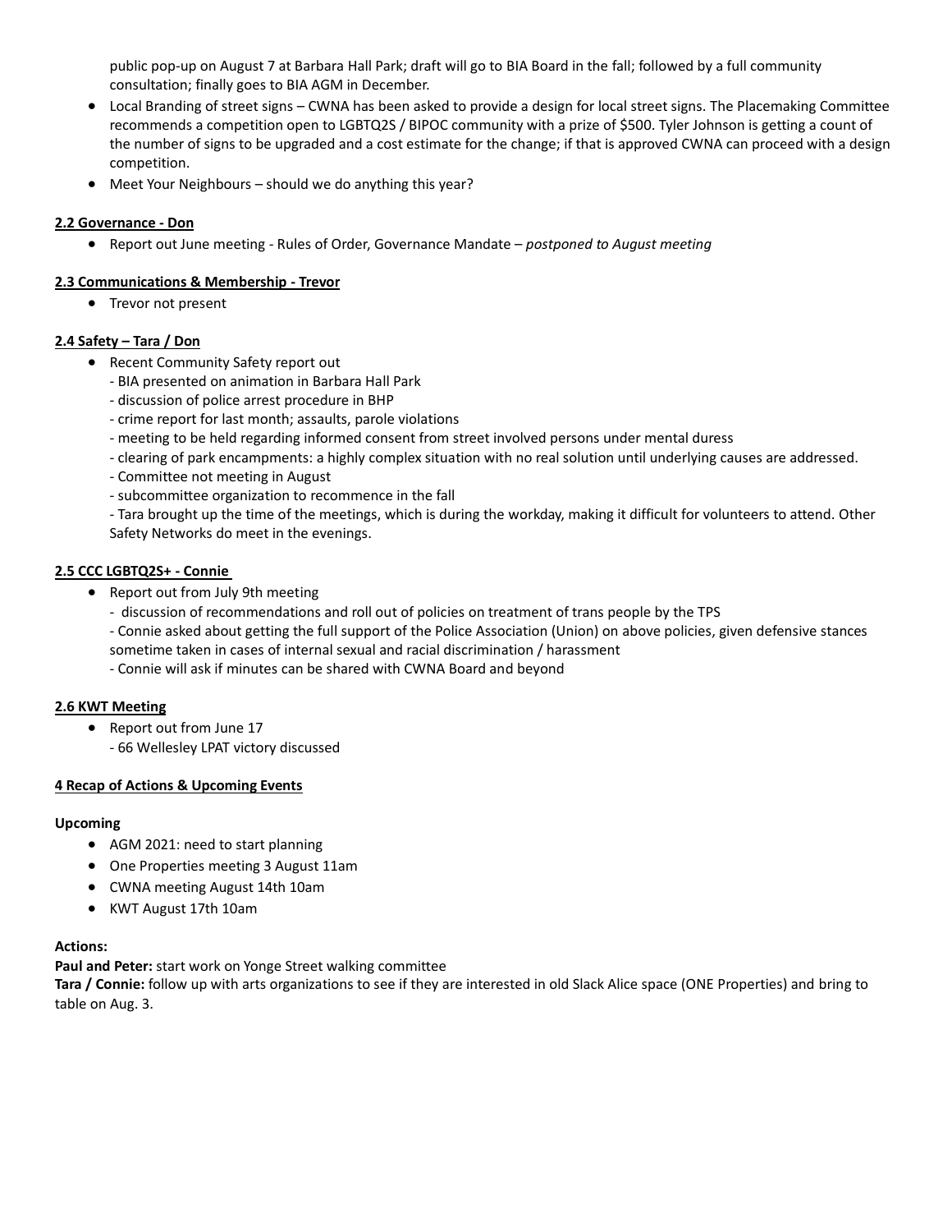public pop-up on August 7 at Barbara Hall Park; draft will go to BIA Board in the fall; followed by a full community consultation; finally goes to BIA AGM in December.

- Local Branding of street signs – CWNA has been asked to provide a design for local street signs. The Placemaking Committee recommends a competition open to LGBTQ2S / BIPOC community with a prize of $500. Tyler Johnson is getting a count of the number of signs to be upgraded and a cost estimate for the change; if that is approved CWNA can proceed with a design competition.
- Meet Your Neighbours – should we do anything this year?

**2.2 Governance - Don**

- Report out June meeting - Rules of Order, Governance Mandate – *postponed to August meeting*

**2.3 Communications & Membership - Trevor**

- Trevor not present

**2.4 Safety – Tara / Don**

- Recent Community Safety report out
  - BIA presented on animation in Barbara Hall Park
  - discussion of police arrest procedure in BHP
  - crime report for last month; assaults, parole violations
  - meeting to be held regarding informed consent from street involved persons under mental duress
  - clearing of park encampments: a highly complex situation with no real solution until underlying causes are addressed.
  - Committee not meeting in August
  - subcommittee organization to recommence in the fall
  - Tara brought up the time of the meetings, which is during the workday, making it difficult for volunteers to attend. Other Safety Networks do meet in the evenings.

**2.5 CCC LGBTQ2S+ - Connie**

- Report out from July 9th meeting
  - discussion of recommendations and roll out of policies on treatment of trans people by the TPS
  - Connie asked about getting the full support of the Police Association (Union) on above policies, given defensive stances sometime taken in cases of internal sexual and racial discrimination / harassment
  - Connie will ask if minutes can be shared with CWNA Board and beyond

**2.6 KWT Meeting**

- Report out from June 17
  - 66 Wellesley LPAT victory discussed

**4 Recap of Actions & Upcoming Events**

**Upcoming**

- AGM 2021: need to start planning
- One Properties meeting 3 August 11am
- CWNA meeting August 14th 10am
- KWT August 17th 10am

**Actions:**

**Paul and Peter:** start work on Yonge Street walking committee

**Tara / Connie:** follow up with arts organizations to see if they are interested in old Slack Alice space (ONE Properties) and bring to table on Aug. 3.